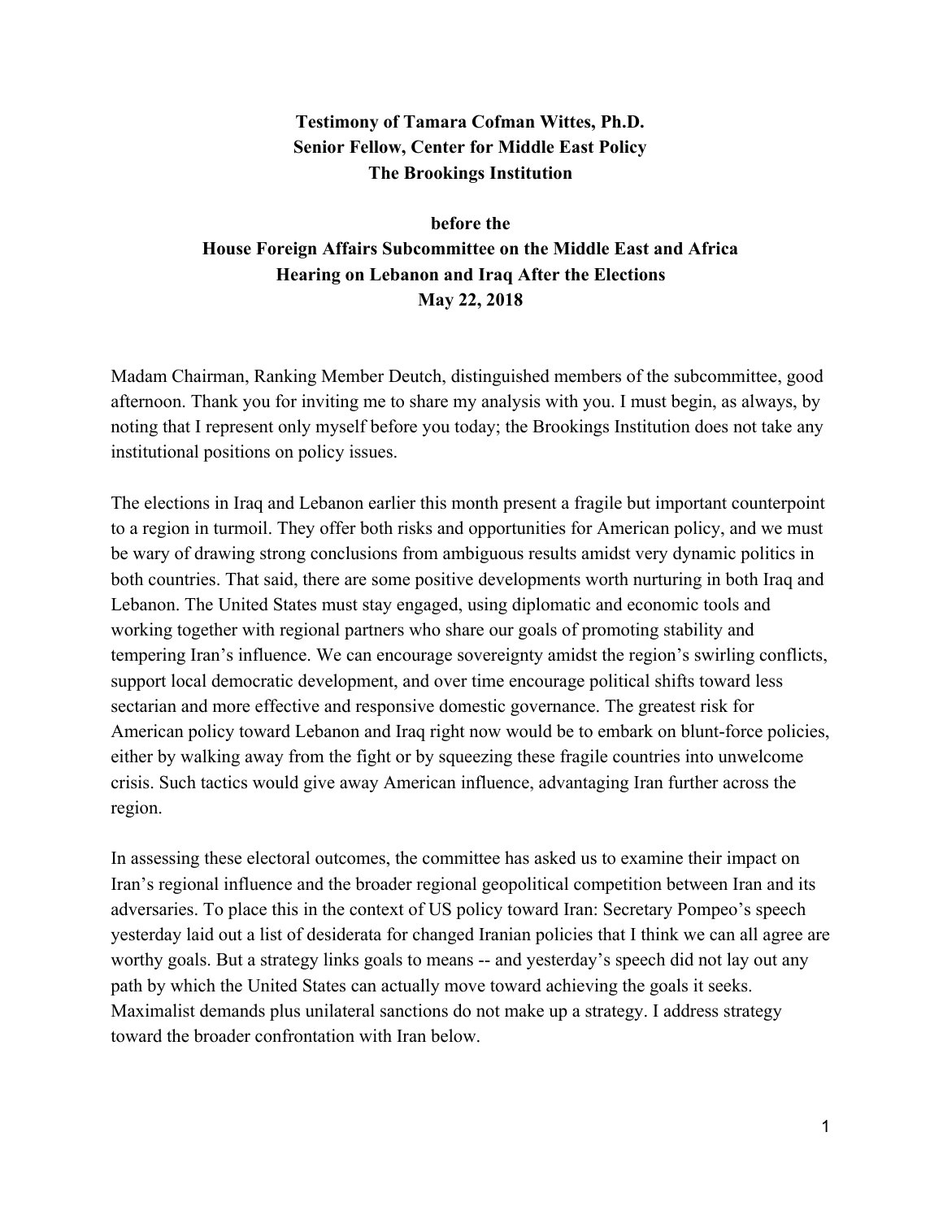**Testimony of Tamara Cofman Wittes, Ph.D.**
**Senior Fellow, Center for Middle East Policy**
**The Brookings Institution**

**before the**
**House Foreign Affairs Subcommittee on the Middle East and Africa**
**Hearing on Lebanon and Iraq After the Elections**
**May 22, 2018**

Madam Chairman, Ranking Member Deutch, distinguished members of the subcommittee, good afternoon. Thank you for inviting me to share my analysis with you. I must begin, as always, by noting that I represent only myself before you today; the Brookings Institution does not take any institutional positions on policy issues.

The elections in Iraq and Lebanon earlier this month present a fragile but important counterpoint to a region in turmoil. They offer both risks and opportunities for American policy, and we must be wary of drawing strong conclusions from ambiguous results amidst very dynamic politics in both countries. That said, there are some positive developments worth nurturing in both Iraq and Lebanon. The United States must stay engaged, using diplomatic and economic tools and working together with regional partners who share our goals of promoting stability and tempering Iran's influence. We can encourage sovereignty amidst the region's swirling conflicts, support local democratic development, and over time encourage political shifts toward less sectarian and more effective and responsive domestic governance. The greatest risk for American policy toward Lebanon and Iraq right now would be to embark on blunt-force policies, either by walking away from the fight or by squeezing these fragile countries into unwelcome crisis. Such tactics would give away American influence, advantaging Iran further across the region.

In assessing these electoral outcomes, the committee has asked us to examine their impact on Iran's regional influence and the broader regional geopolitical competition between Iran and its adversaries. To place this in the context of US policy toward Iran: Secretary Pompeo's speech yesterday laid out a list of desiderata for changed Iranian policies that I think we can all agree are worthy goals. But a strategy links goals to means -- and yesterday's speech did not lay out any path by which the United States can actually move toward achieving the goals it seeks. Maximalist demands plus unilateral sanctions do not make up a strategy. I address strategy toward the broader confrontation with Iran below.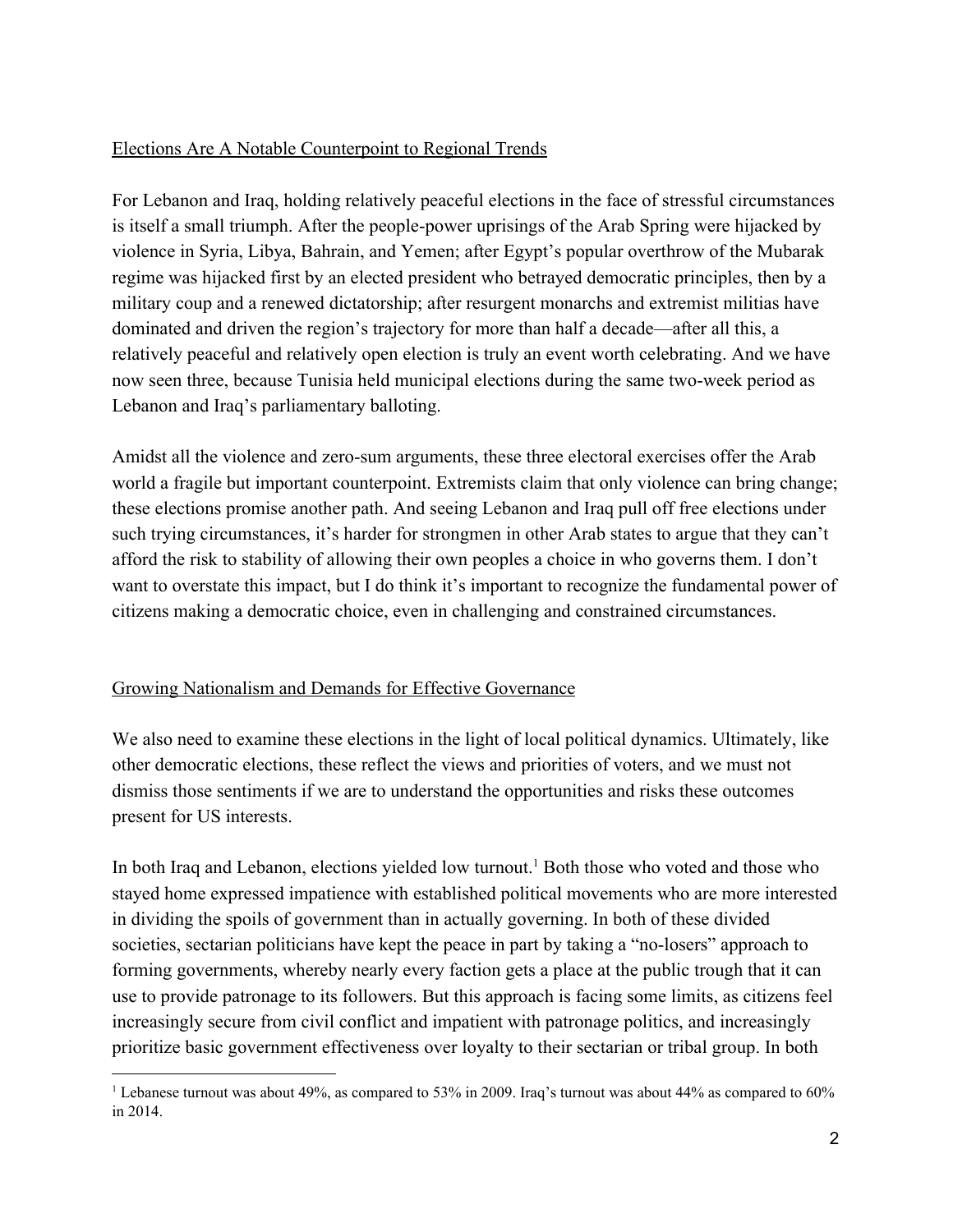## Elections Are A Notable Counterpoint to Regional Trends

For Lebanon and Iraq, holding relatively peaceful elections in the face of stressful circumstances is itself a small triumph. After the people-power uprisings of the Arab Spring were hijacked by violence in Syria, Libya, Bahrain, and Yemen; after Egypt's popular overthrow of the Mubarak regime was hijacked first by an elected president who betrayed democratic principles, then by a military coup and a renewed dictatorship; after resurgent monarchs and extremist militias have dominated and driven the region's trajectory for more than half a decade—after all this, a relatively peaceful and relatively open election is truly an event worth celebrating. And we have now seen three, because Tunisia held municipal elections during the same two-week period as Lebanon and Iraq's parliamentary balloting.

Amidst all the violence and zero-sum arguments, these three electoral exercises offer the Arab world a fragile but important counterpoint. Extremists claim that only violence can bring change; these elections promise another path. And seeing Lebanon and Iraq pull off free elections under such trying circumstances, it's harder for strongmen in other Arab states to argue that they can't afford the risk to stability of allowing their own peoples a choice in who governs them. I don't want to overstate this impact, but I do think it's important to recognize the fundamental power of citizens making a democratic choice, even in challenging and constrained circumstances.

## Growing Nationalism and Demands for Effective Governance

We also need to examine these elections in the light of local political dynamics. Ultimately, like other democratic elections, these reflect the views and priorities of voters, and we must not dismiss those sentiments if we are to understand the opportunities and risks these outcomes present for US interests.

In both Iraq and Lebanon, elections yielded low turnout.[1] Both those who voted and those who stayed home expressed impatience with established political movements who are more interested in dividing the spoils of government than in actually governing. In both of these divided societies, sectarian politicians have kept the peace in part by taking a "no-losers" approach to forming governments, whereby nearly every faction gets a place at the public trough that it can use to provide patronage to its followers. But this approach is facing some limits, as citizens feel increasingly secure from civil conflict and impatient with patronage politics, and increasingly prioritize basic government effectiveness over loyalty to their sectarian or tribal group. In both

[1] Lebanese turnout was about 49%, as compared to 53% in 2009. Iraq's turnout was about 44% as compared to 60% in 2014.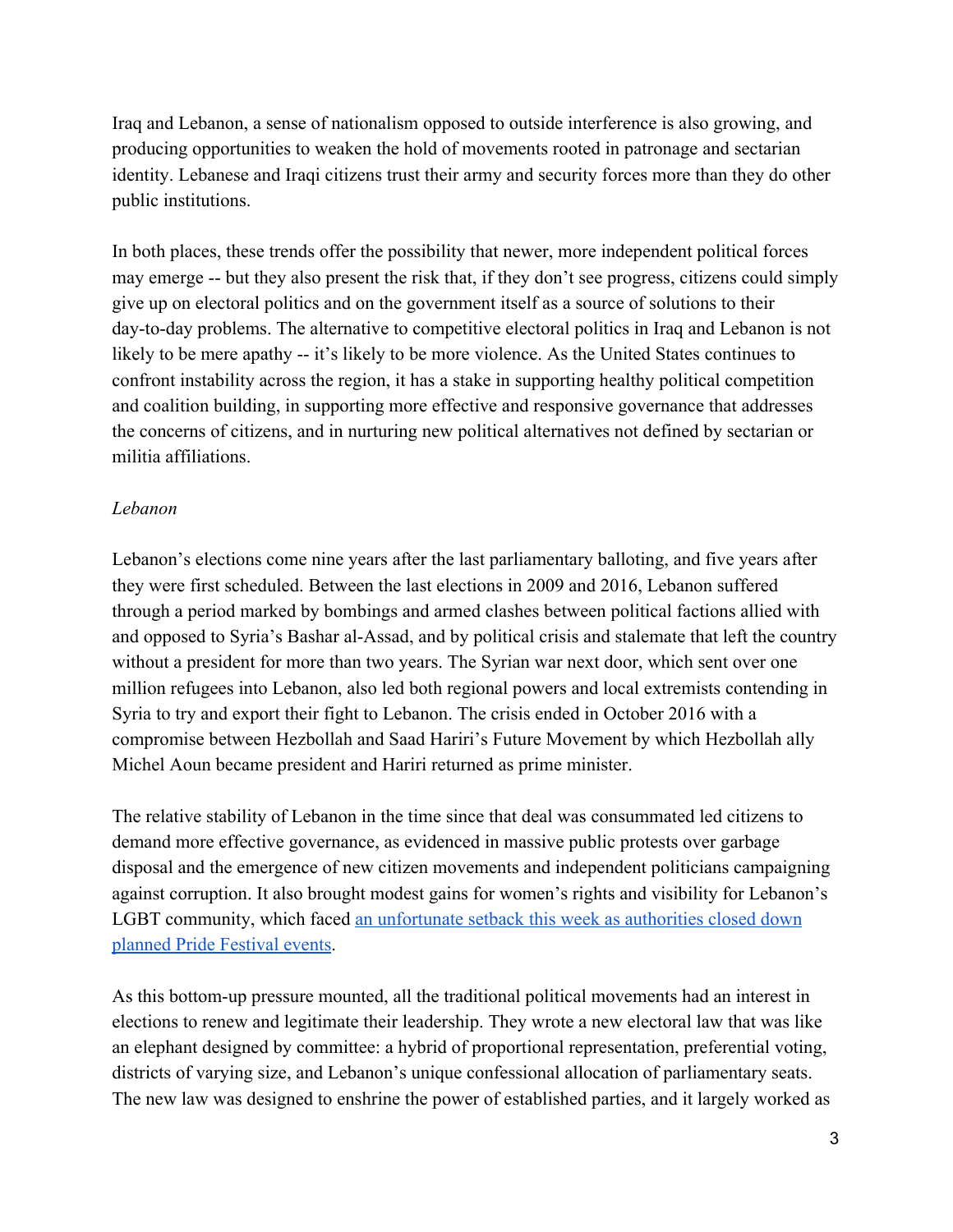Iraq and Lebanon, a sense of nationalism opposed to outside interference is also growing, and producing opportunities to weaken the hold of movements rooted in patronage and sectarian identity. Lebanese and Iraqi citizens trust their army and security forces more than they do other public institutions.

In both places, these trends offer the possibility that newer, more independent political forces may emerge -- but they also present the risk that, if they don't see progress, citizens could simply give up on electoral politics and on the government itself as a source of solutions to their day-to-day problems. The alternative to competitive electoral politics in Iraq and Lebanon is not likely to be mere apathy -- it's likely to be more violence. As the United States continues to confront instability across the region, it has a stake in supporting healthy political competition and coalition building, in supporting more effective and responsive governance that addresses the concerns of citizens, and in nurturing new political alternatives not defined by sectarian or militia affiliations.

*Lebanon*

Lebanon's elections come nine years after the last parliamentary balloting, and five years after they were first scheduled. Between the last elections in 2009 and 2016, Lebanon suffered through a period marked by bombings and armed clashes between political factions allied with and opposed to Syria's Bashar al-Assad, and by political crisis and stalemate that left the country without a president for more than two years. The Syrian war next door, which sent over one million refugees into Lebanon, also led both regional powers and local extremists contending in Syria to try and export their fight to Lebanon. The crisis ended in October 2016 with a compromise between Hezbollah and Saad Hariri's Future Movement by which Hezbollah ally Michel Aoun became president and Hariri returned as prime minister.

The relative stability of Lebanon in the time since that deal was consummated led citizens to demand more effective governance, as evidenced in massive public protests over garbage disposal and the emergence of new citizen movements and independent politicians campaigning against corruption. It also brought modest gains for women's rights and visibility for Lebanon's LGBT community, which faced an unfortunate setback this week as authorities closed down planned Pride Festival events.

As this bottom-up pressure mounted, all the traditional political movements had an interest in elections to renew and legitimate their leadership. They wrote a new electoral law that was like an elephant designed by committee: a hybrid of proportional representation, preferential voting, districts of varying size, and Lebanon's unique confessional allocation of parliamentary seats. The new law was designed to enshrine the power of established parties, and it largely worked as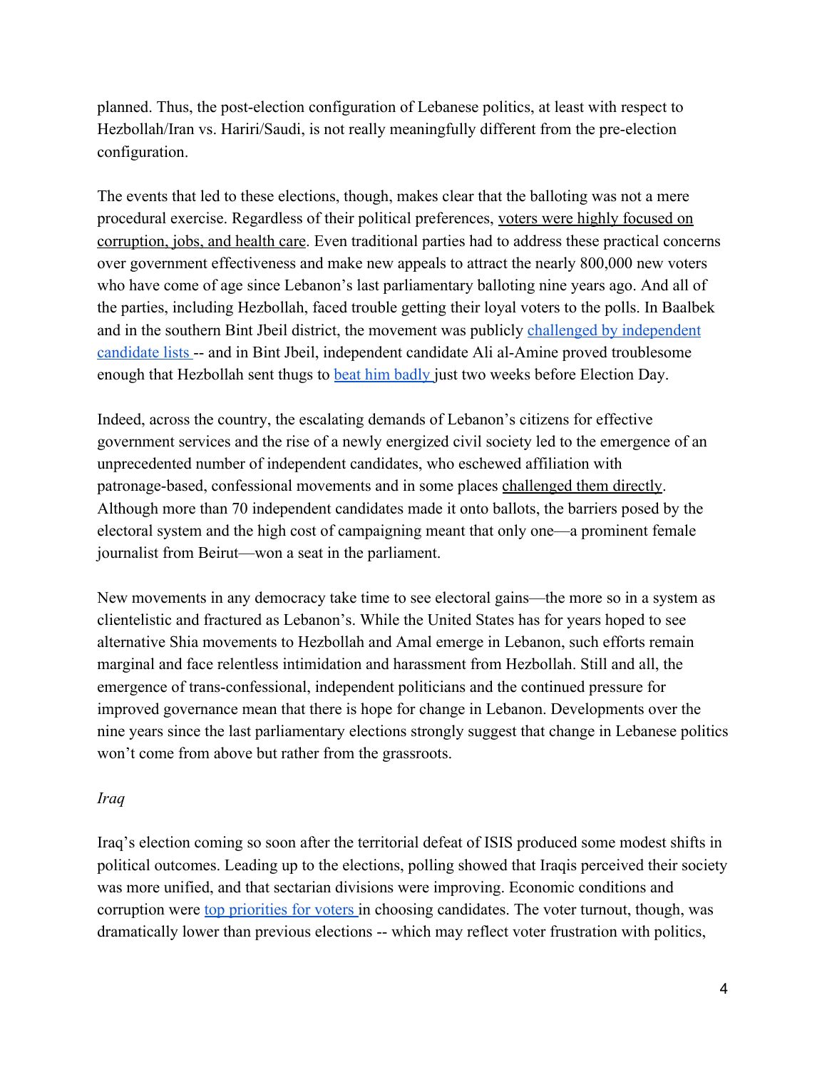planned. Thus, the post-election configuration of Lebanese politics, at least with respect to Hezbollah/Iran vs. Hariri/Saudi, is not really meaningfully different from the pre-election configuration.

The events that led to these elections, though, makes clear that the balloting was not a mere procedural exercise. Regardless of their political preferences, voters were highly focused on corruption, jobs, and health care. Even traditional parties had to address these practical concerns over government effectiveness and make new appeals to attract the nearly 800,000 new voters who have come of age since Lebanon's last parliamentary balloting nine years ago. And all of the parties, including Hezbollah, faced trouble getting their loyal voters to the polls. In Baalbek and in the southern Bint Jbeil district, the movement was publicly challenged by independent candidate lists -- and in Bint Jbeil, independent candidate Ali al-Amine proved troublesome enough that Hezbollah sent thugs to beat him badly just two weeks before Election Day.

Indeed, across the country, the escalating demands of Lebanon's citizens for effective government services and the rise of a newly energized civil society led to the emergence of an unprecedented number of independent candidates, who eschewed affiliation with patronage-based, confessional movements and in some places challenged them directly. Although more than 70 independent candidates made it onto ballots, the barriers posed by the electoral system and the high cost of campaigning meant that only one—a prominent female journalist from Beirut—won a seat in the parliament.

New movements in any democracy take time to see electoral gains—the more so in a system as clientelistic and fractured as Lebanon's. While the United States has for years hoped to see alternative Shia movements to Hezbollah and Amal emerge in Lebanon, such efforts remain marginal and face relentless intimidation and harassment from Hezbollah. Still and all, the emergence of trans-confessional, independent politicians and the continued pressure for improved governance mean that there is hope for change in Lebanon. Developments over the nine years since the last parliamentary elections strongly suggest that change in Lebanese politics won't come from above but rather from the grassroots.

*Iraq*

Iraq's election coming so soon after the territorial defeat of ISIS produced some modest shifts in political outcomes. Leading up to the elections, polling showed that Iraqis perceived their society was more unified, and that sectarian divisions were improving. Economic conditions and corruption were top priorities for voters in choosing candidates. The voter turnout, though, was dramatically lower than previous elections -- which may reflect voter frustration with politics,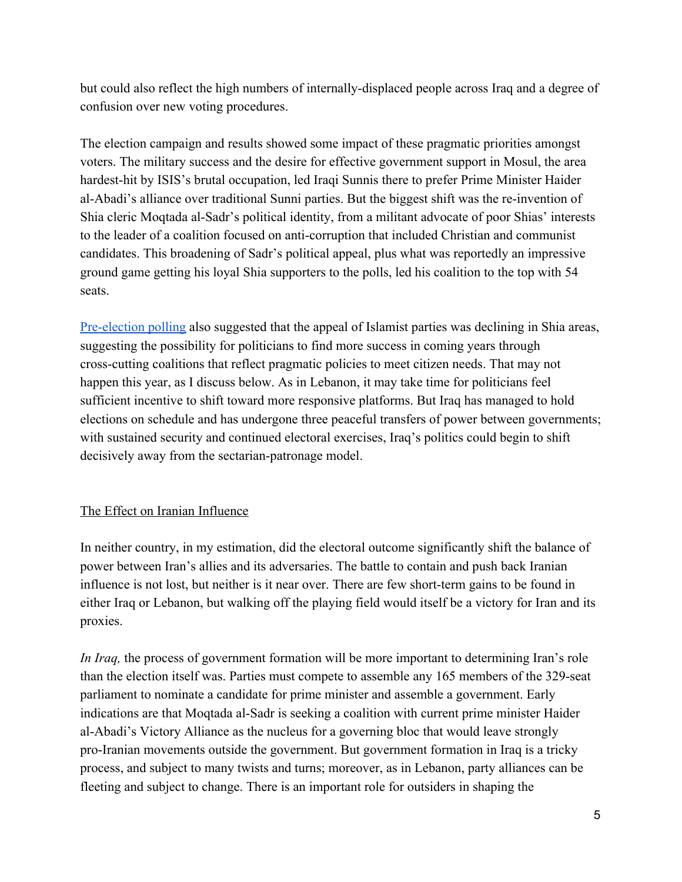but could also reflect the high numbers of internally-displaced people across Iraq and a degree of confusion over new voting procedures.

The election campaign and results showed some impact of these pragmatic priorities amongst voters. The military success and the desire for effective government support in Mosul, the area hardest-hit by ISIS's brutal occupation, led Iraqi Sunnis there to prefer Prime Minister Haider al-Abadi's alliance over traditional Sunni parties. But the biggest shift was the re-invention of Shia cleric Moqtada al-Sadr's political identity, from a militant advocate of poor Shias' interests to the leader of a coalition focused on anti-corruption that included Christian and communist candidates. This broadening of Sadr's political appeal, plus what was reportedly an impressive ground game getting his loyal Shia supporters to the polls, led his coalition to the top with 54 seats.

Pre-election polling also suggested that the appeal of Islamist parties was declining in Shia areas, suggesting the possibility for politicians to find more success in coming years through cross-cutting coalitions that reflect pragmatic policies to meet citizen needs. That may not happen this year, as I discuss below. As in Lebanon, it may take time for politicians feel sufficient incentive to shift toward more responsive platforms. But Iraq has managed to hold elections on schedule and has undergone three peaceful transfers of power between governments; with sustained security and continued electoral exercises, Iraq's politics could begin to shift decisively away from the sectarian-patronage model.

## The Effect on Iranian Influence

In neither country, in my estimation, did the electoral outcome significantly shift the balance of power between Iran's allies and its adversaries. The battle to contain and push back Iranian influence is not lost, but neither is it near over. There are few short-term gains to be found in either Iraq or Lebanon, but walking off the playing field would itself be a victory for Iran and its proxies.

*In Iraq,* the process of government formation will be more important to determining Iran's role than the election itself was. Parties must compete to assemble any 165 members of the 329-seat parliament to nominate a candidate for prime minister and assemble a government. Early indications are that Moqtada al-Sadr is seeking a coalition with current prime minister Haider al-Abadi's Victory Alliance as the nucleus for a governing bloc that would leave strongly pro-Iranian movements outside the government. But government formation in Iraq is a tricky process, and subject to many twists and turns; moreover, as in Lebanon, party alliances can be fleeting and subject to change. There is an important role for outsiders in shaping the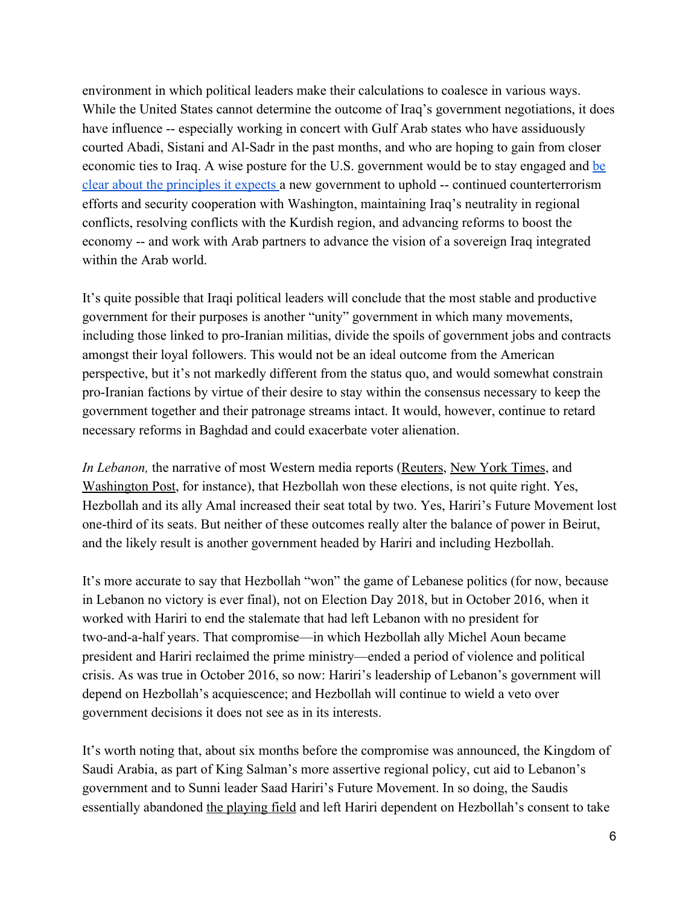environment in which political leaders make their calculations to coalesce in various ways. While the United States cannot determine the outcome of Iraq's government negotiations, it does have influence -- especially working in concert with Gulf Arab states who have assiduously courted Abadi, Sistani and Al-Sadr in the past months, and who are hoping to gain from closer economic ties to Iraq. A wise posture for the U.S. government would be to stay engaged and be clear about the principles it expects a new government to uphold -- continued counterterrorism efforts and security cooperation with Washington, maintaining Iraq's neutrality in regional conflicts, resolving conflicts with the Kurdish region, and advancing reforms to boost the economy -- and work with Arab partners to advance the vision of a sovereign Iraq integrated within the Arab world.

It's quite possible that Iraqi political leaders will conclude that the most stable and productive government for their purposes is another "unity" government in which many movements, including those linked to pro-Iranian militias, divide the spoils of government jobs and contracts amongst their loyal followers. This would not be an ideal outcome from the American perspective, but it's not markedly different from the status quo, and would somewhat constrain pro-Iranian factions by virtue of their desire to stay within the consensus necessary to keep the government together and their patronage streams intact. It would, however, continue to retard necessary reforms in Baghdad and could exacerbate voter alienation.

*In Lebanon,* the narrative of most Western media reports (Reuters, New York Times, and Washington Post, for instance), that Hezbollah won these elections, is not quite right. Yes, Hezbollah and its ally Amal increased their seat total by two. Yes, Hariri's Future Movement lost one-third of its seats. But neither of these outcomes really alter the balance of power in Beirut, and the likely result is another government headed by Hariri and including Hezbollah.

It's more accurate to say that Hezbollah "won" the game of Lebanese politics (for now, because in Lebanon no victory is ever final), not on Election Day 2018, but in October 2016, when it worked with Hariri to end the stalemate that had left Lebanon with no president for two-and-a-half years. That compromise—in which Hezbollah ally Michel Aoun became president and Hariri reclaimed the prime ministry—ended a period of violence and political crisis. As was true in October 2016, so now: Hariri's leadership of Lebanon's government will depend on Hezbollah's acquiescence; and Hezbollah will continue to wield a veto over government decisions it does not see as in its interests.

It's worth noting that, about six months before the compromise was announced, the Kingdom of Saudi Arabia, as part of King Salman's more assertive regional policy, cut aid to Lebanon's government and to Sunni leader Saad Hariri's Future Movement. In so doing, the Saudis essentially abandoned the playing field and left Hariri dependent on Hezbollah's consent to take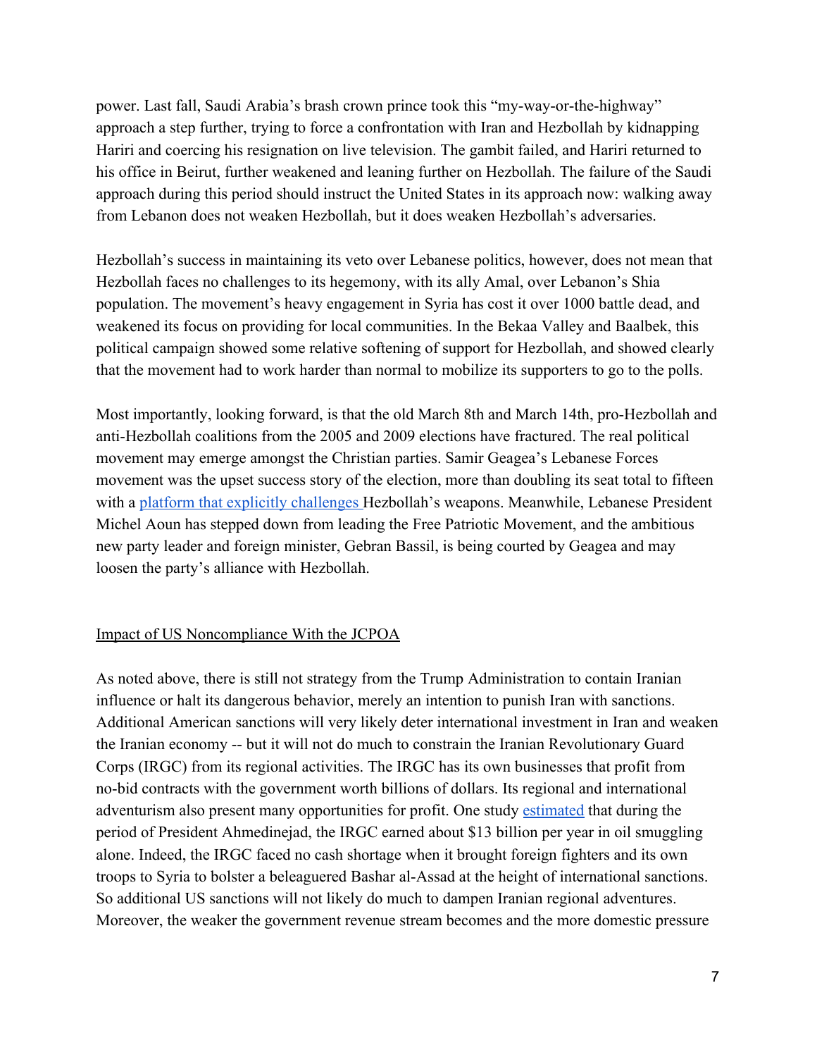power. Last fall, Saudi Arabia's brash crown prince took this "my-way-or-the-highway" approach a step further, trying to force a confrontation with Iran and Hezbollah by kidnapping Hariri and coercing his resignation on live television. The gambit failed, and Hariri returned to his office in Beirut, further weakened and leaning further on Hezbollah. The failure of the Saudi approach during this period should instruct the United States in its approach now: walking away from Lebanon does not weaken Hezbollah, but it does weaken Hezbollah's adversaries.

Hezbollah's success in maintaining its veto over Lebanese politics, however, does not mean that Hezbollah faces no challenges to its hegemony, with its ally Amal, over Lebanon's Shia population. The movement's heavy engagement in Syria has cost it over 1000 battle dead, and weakened its focus on providing for local communities. In the Bekaa Valley and Baalbek, this political campaign showed some relative softening of support for Hezbollah, and showed clearly that the movement had to work harder than normal to mobilize its supporters to go to the polls.

Most importantly, looking forward, is that the old March 8th and March 14th, pro-Hezbollah and anti-Hezbollah coalitions from the 2005 and 2009 elections have fractured. The real political movement may emerge amongst the Christian parties. Samir Geagea's Lebanese Forces movement was the upset success story of the election, more than doubling its seat total to fifteen with a platform that explicitly challenges Hezbollah's weapons. Meanwhile, Lebanese President Michel Aoun has stepped down from leading the Free Patriotic Movement, and the ambitious new party leader and foreign minister, Gebran Bassil, is being courted by Geagea and may loosen the party's alliance with Hezbollah.

## Impact of US Noncompliance With the JCPOA

As noted above, there is still not strategy from the Trump Administration to contain Iranian influence or halt its dangerous behavior, merely an intention to punish Iran with sanctions. Additional American sanctions will very likely deter international investment in Iran and weaken the Iranian economy -- but it will not do much to constrain the Iranian Revolutionary Guard Corps (IRGC) from its regional activities. The IRGC has its own businesses that profit from no-bid contracts with the government worth billions of dollars. Its regional and international adventurism also present many opportunities for profit. One study estimated that during the period of President Ahmedinejad, the IRGC earned about $13 billion per year in oil smuggling alone. Indeed, the IRGC faced no cash shortage when it brought foreign fighters and its own troops to Syria to bolster a beleaguered Bashar al-Assad at the height of international sanctions. So additional US sanctions will not likely do much to dampen Iranian regional adventures. Moreover, the weaker the government revenue stream becomes and the more domestic pressure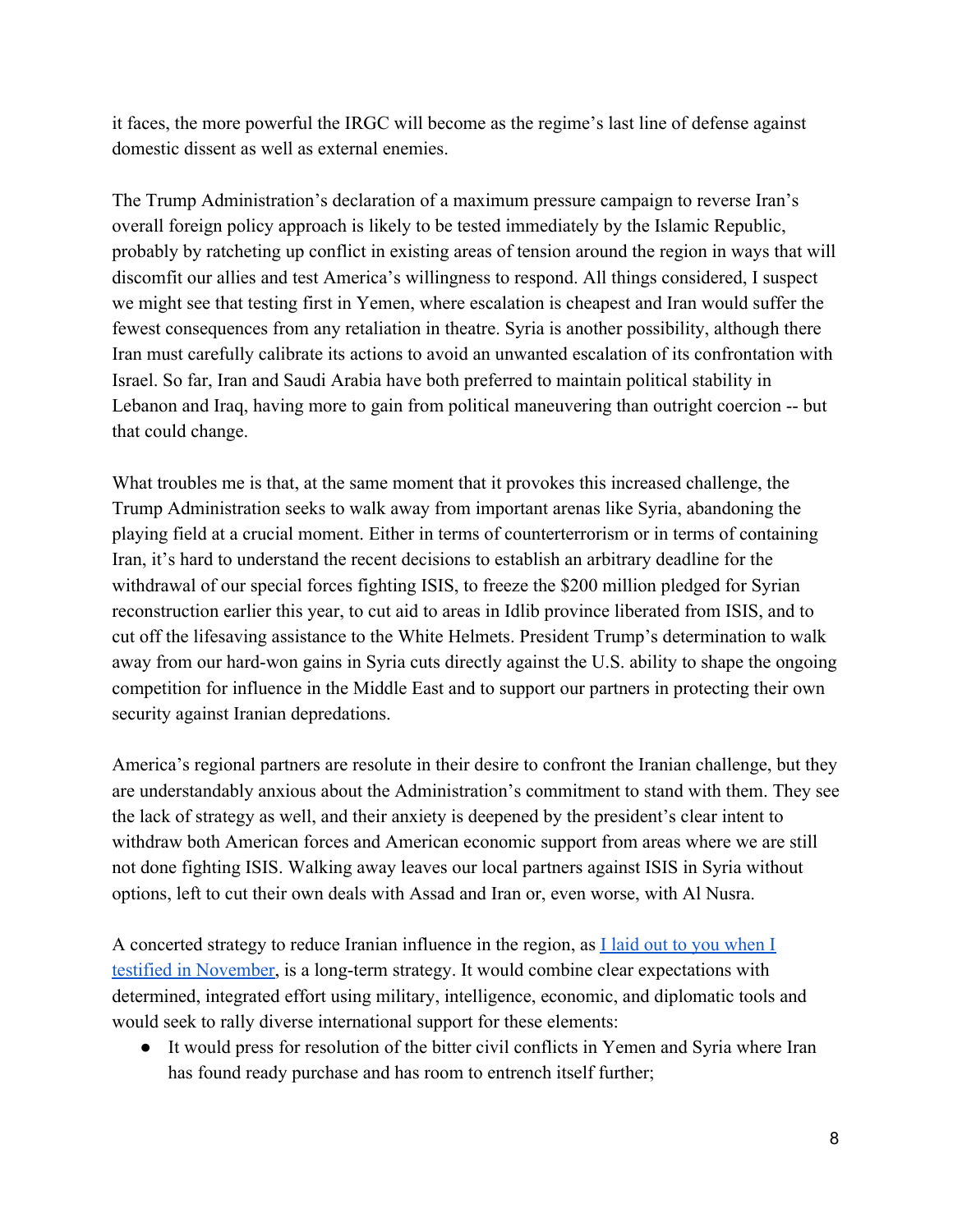it faces, the more powerful the IRGC will become as the regime's last line of defense against domestic dissent as well as external enemies.

The Trump Administration's declaration of a maximum pressure campaign to reverse Iran's overall foreign policy approach is likely to be tested immediately by the Islamic Republic, probably by ratcheting up conflict in existing areas of tension around the region in ways that will discomfit our allies and test America's willingness to respond. All things considered, I suspect we might see that testing first in Yemen, where escalation is cheapest and Iran would suffer the fewest consequences from any retaliation in theatre. Syria is another possibility, although there Iran must carefully calibrate its actions to avoid an unwanted escalation of its confrontation with Israel. So far, Iran and Saudi Arabia have both preferred to maintain political stability in Lebanon and Iraq, having more to gain from political maneuvering than outright coercion -- but that could change.

What troubles me is that, at the same moment that it provokes this increased challenge, the Trump Administration seeks to walk away from important arenas like Syria, abandoning the playing field at a crucial moment. Either in terms of counterterrorism or in terms of containing Iran, it's hard to understand the recent decisions to establish an arbitrary deadline for the withdrawal of our special forces fighting ISIS, to freeze the $200 million pledged for Syrian reconstruction earlier this year, to cut aid to areas in Idlib province liberated from ISIS, and to cut off the lifesaving assistance to the White Helmets. President Trump's determination to walk away from our hard-won gains in Syria cuts directly against the U.S. ability to shape the ongoing competition for influence in the Middle East and to support our partners in protecting their own security against Iranian depredations.

America's regional partners are resolute in their desire to confront the Iranian challenge, but they are understandably anxious about the Administration's commitment to stand with them. They see the lack of strategy as well, and their anxiety is deepened by the president's clear intent to withdraw both American forces and American economic support from areas where we are still not done fighting ISIS. Walking away leaves our local partners against ISIS in Syria without options, left to cut their own deals with Assad and Iran or, even worse, with Al Nusra.

A concerted strategy to reduce Iranian influence in the region, as I laid out to you when I testified in November, is a long-term strategy. It would combine clear expectations with determined, integrated effort using military, intelligence, economic, and diplomatic tools and would seek to rally diverse international support for these elements:

- It would press for resolution of the bitter civil conflicts in Yemen and Syria where Iran has found ready purchase and has room to entrench itself further;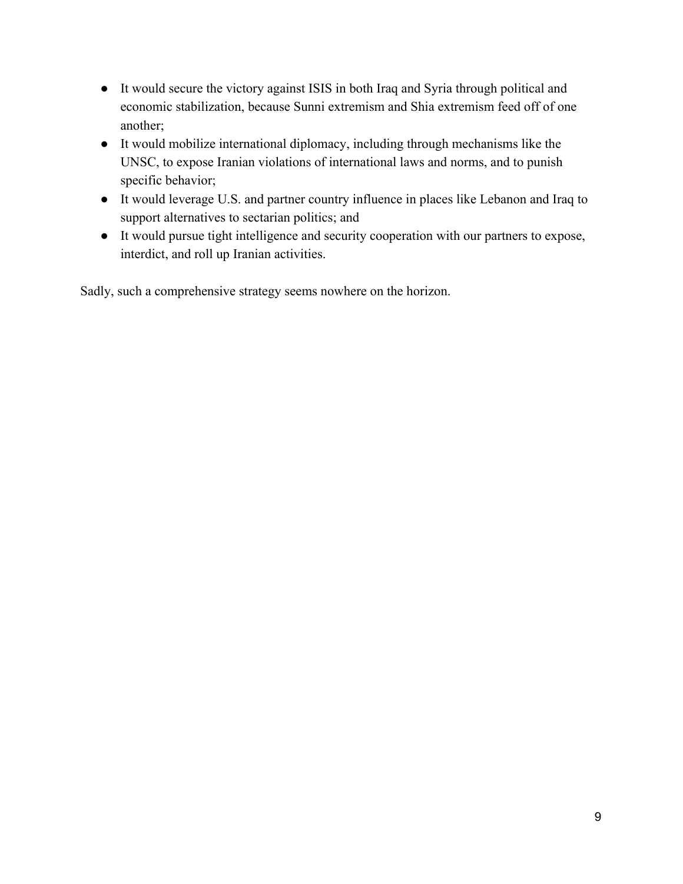- It would secure the victory against ISIS in both Iraq and Syria through political and economic stabilization, because Sunni extremism and Shia extremism feed off of one another;
- It would mobilize international diplomacy, including through mechanisms like the UNSC, to expose Iranian violations of international laws and norms, and to punish specific behavior;
- It would leverage U.S. and partner country influence in places like Lebanon and Iraq to support alternatives to sectarian politics; and
- It would pursue tight intelligence and security cooperation with our partners to expose, interdict, and roll up Iranian activities.

Sadly, such a comprehensive strategy seems nowhere on the horizon.